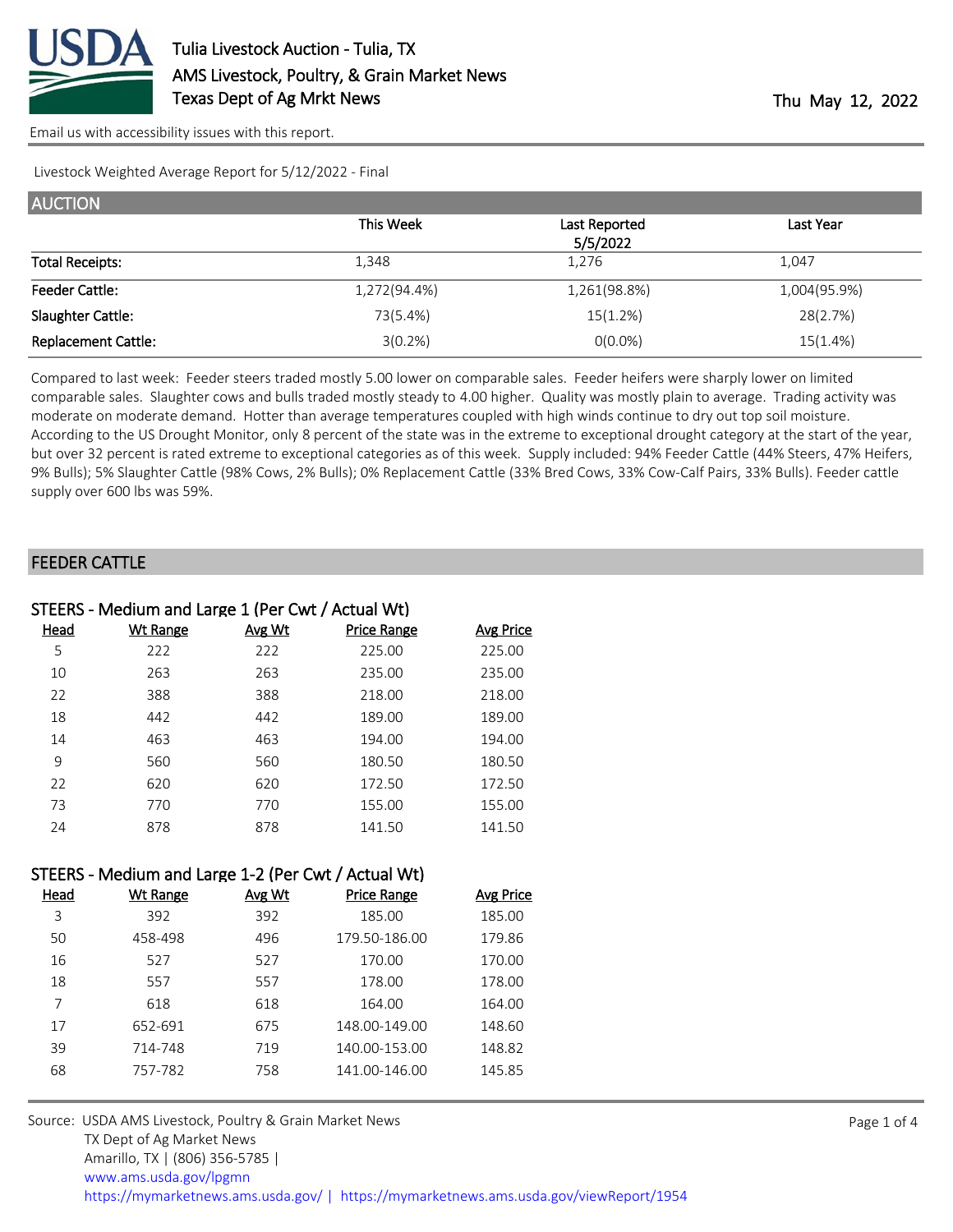# Tulia Livestock Auction - Tulia, TX
## AMS Livestock, Poultry, & Grain Market News
## Texas Dept of Ag Mrkt News

Thu May 12, 2022

Email us with accessibility issues with this report.

Livestock Weighted Average Report for 5/12/2022 - Final

## AUCTION

| | This Week | Last Reported 5/5/2022 | Last Year |
|---|---|---|---|
| Total Receipts: | 1,348 | 1,276 | 1,047 |
| Feeder Cattle: | 1,272(94.4%) | 1,261(98.8%) | 1,004(95.9%) |
| Slaughter Cattle: | 73(5.4%) | 15(1.2%) | 28(2.7%) |
| Replacement Cattle: | 3(0.2%) | 0(0.0%) | 15(1.4%) |

Compared to last week: Feeder steers traded mostly 5.00 lower on comparable sales. Feeder heifers were sharply lower on limited comparable sales. Slaughter cows and bulls traded mostly steady to 4.00 higher. Quality was mostly plain to average. Trading activity was moderate on moderate demand. Hotter than average temperatures coupled with high winds continue to dry out top soil moisture. According to the US Drought Monitor, only 8 percent of the state was in the extreme to exceptional drought category at the start of the year, but over 32 percent is rated extreme to exceptional categories as of this week. Supply included: 94% Feeder Cattle (44% Steers, 47% Heifers, 9% Bulls); 5% Slaughter Cattle (98% Cows, 2% Bulls); 0% Replacement Cattle (33% Bred Cows, 33% Cow-Calf Pairs, 33% Bulls). Feeder cattle supply over 600 lbs was 59%.

## FEEDER CATTLE

### STEERS - Medium and Large 1 (Per Cwt / Actual Wt)

| Head | Wt Range | Avg Wt | Price Range | Avg Price |
|---|---|---|---|---|
| 5 | 222 | 222 | 225.00 | 225.00 |
| 10 | 263 | 263 | 235.00 | 235.00 |
| 22 | 388 | 388 | 218.00 | 218.00 |
| 18 | 442 | 442 | 189.00 | 189.00 |
| 14 | 463 | 463 | 194.00 | 194.00 |
| 9 | 560 | 560 | 180.50 | 180.50 |
| 22 | 620 | 620 | 172.50 | 172.50 |
| 73 | 770 | 770 | 155.00 | 155.00 |
| 24 | 878 | 878 | 141.50 | 141.50 |

### STEERS - Medium and Large 1-2 (Per Cwt / Actual Wt)

| Head | Wt Range | Avg Wt | Price Range | Avg Price |
|---|---|---|---|---|
| 3 | 392 | 392 | 185.00 | 185.00 |
| 50 | 458-498 | 496 | 179.50-186.00 | 179.86 |
| 16 | 527 | 527 | 170.00 | 170.00 |
| 18 | 557 | 557 | 178.00 | 178.00 |
| 7 | 618 | 618 | 164.00 | 164.00 |
| 17 | 652-691 | 675 | 148.00-149.00 | 148.60 |
| 39 | 714-748 | 719 | 140.00-153.00 | 148.82 |
| 68 | 757-782 | 758 | 141.00-146.00 | 145.85 |

Source: USDA AMS Livestock, Poultry & Grain Market News
TX Dept of Ag Market News
Amarillo, TX | (806) 356-5785 |
www.ams.usda.gov/lpgmn
https://mymarketnews.ams.usda.gov/ | https://mymarketnews.ams.usda.gov/viewReport/1954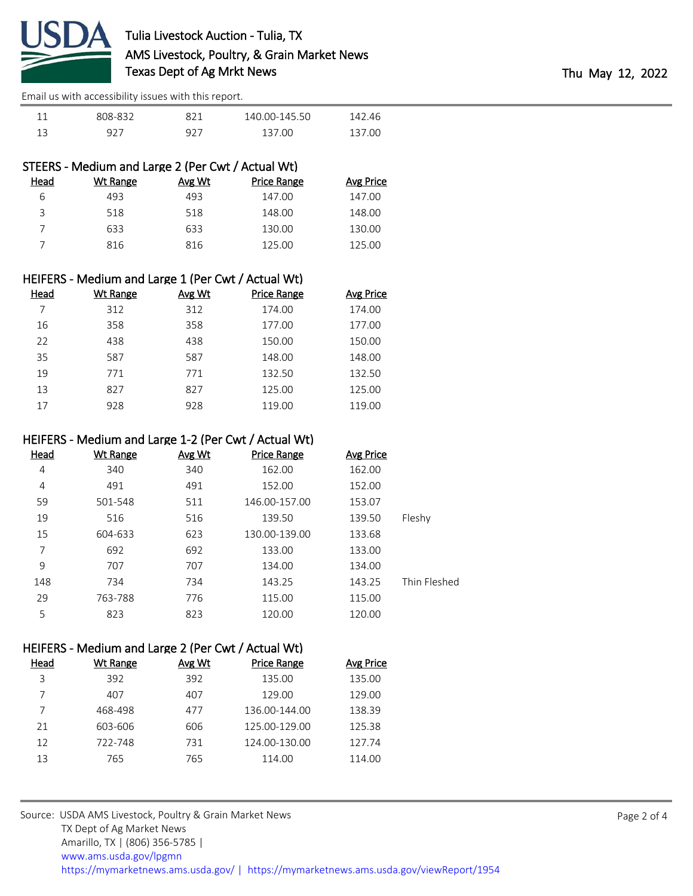| Head | Wt Range | Avg Wt | Price Range | Avg Price |
|---|---|---|---|---|
| 11 | 808-832 | 821 | 140.00-145.50 | 142.46 |
| 13 | 927 | 927 | 137.00 | 137.00 |

## STEERS - Medium and Large 2 (Per Cwt / Actual Wt)

| Head | Wt Range | Avg Wt | Price Range | Avg Price |
|---|---|---|---|---|
| 6 | 493 | 493 | 147.00 | 147.00 |
| 3 | 518 | 518 | 148.00 | 148.00 |
| 7 | 633 | 633 | 130.00 | 130.00 |
| 7 | 816 | 816 | 125.00 | 125.00 |

## HEIFERS - Medium and Large 1 (Per Cwt / Actual Wt)

| Head | Wt Range | Avg Wt | Price Range | Avg Price |
|---|---|---|---|---|
| 7 | 312 | 312 | 174.00 | 174.00 |
| 16 | 358 | 358 | 177.00 | 177.00 |
| 22 | 438 | 438 | 150.00 | 150.00 |
| 35 | 587 | 587 | 148.00 | 148.00 |
| 19 | 771 | 771 | 132.50 | 132.50 |
| 13 | 827 | 827 | 125.00 | 125.00 |
| 17 | 928 | 928 | 119.00 | 119.00 |

## HEIFERS - Medium and Large 1-2 (Per Cwt / Actual Wt)

| Head | Wt Range | Avg Wt | Price Range | Avg Price | |
|---|---|---|---|---|---|
| 4 | 340 | 340 | 162.00 | 162.00 | |
| 4 | 491 | 491 | 152.00 | 152.00 | |
| 59 | 501-548 | 511 | 146.00-157.00 | 153.07 | |
| 19 | 516 | 516 | 139.50 | 139.50 | Fleshy |
| 15 | 604-633 | 623 | 130.00-139.00 | 133.68 | |
| 7 | 692 | 692 | 133.00 | 133.00 | |
| 9 | 707 | 707 | 134.00 | 134.00 | |
| 148 | 734 | 734 | 143.25 | 143.25 | Thin Fleshed |
| 29 | 763-788 | 776 | 115.00 | 115.00 | |
| 5 | 823 | 823 | 120.00 | 120.00 | |

## HEIFERS - Medium and Large 2 (Per Cwt / Actual Wt)

| Head | Wt Range | Avg Wt | Price Range | Avg Price |
|---|---|---|---|---|
| 3 | 392 | 392 | 135.00 | 135.00 |
| 7 | 407 | 407 | 129.00 | 129.00 |
| 7 | 468-498 | 477 | 136.00-144.00 | 138.39 |
| 21 | 603-606 | 606 | 125.00-129.00 | 125.38 |
| 12 | 722-748 | 731 | 124.00-130.00 | 127.74 |
| 13 | 765 | 765 | 114.00 | 114.00 |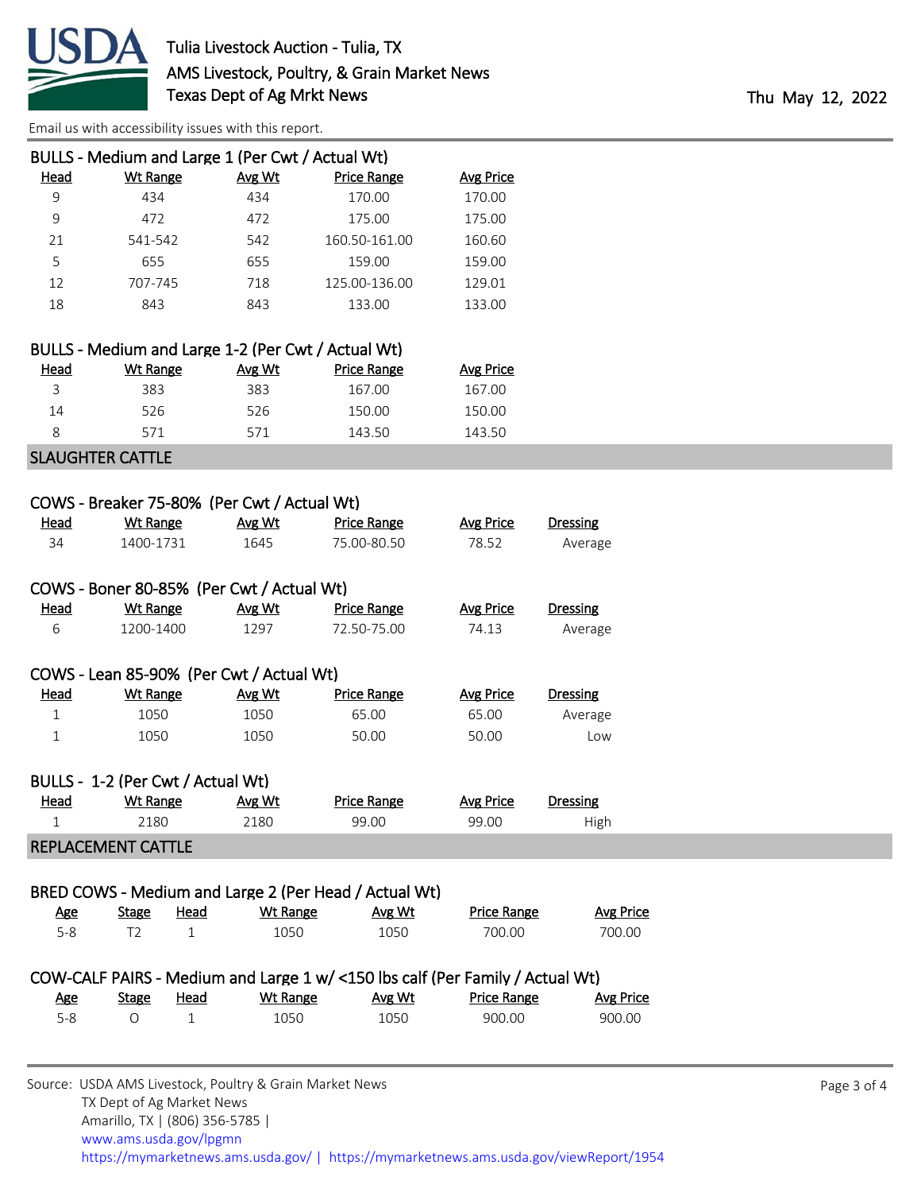Email us with accessibility issues with this report.

### BULLS - Medium and Large 1 (Per Cwt / Actual Wt)

| Head | Wt Range | Avg Wt | Price Range | Avg Price |
|---|---|---|---|---|
| 9 | 434 | 434 | 170.00 | 170.00 |
| 9 | 472 | 472 | 175.00 | 175.00 |
| 21 | 541-542 | 542 | 160.50-161.00 | 160.60 |
| 5 | 655 | 655 | 159.00 | 159.00 |
| 12 | 707-745 | 718 | 125.00-136.00 | 129.01 |
| 18 | 843 | 843 | 133.00 | 133.00 |

### BULLS - Medium and Large 1-2 (Per Cwt / Actual Wt)

| Head | Wt Range | Avg Wt | Price Range | Avg Price |
|---|---|---|---|---|
| 3 | 383 | 383 | 167.00 | 167.00 |
| 14 | 526 | 526 | 150.00 | 150.00 |
| 8 | 571 | 571 | 143.50 | 143.50 |

## SLAUGHTER CATTLE

### COWS - Breaker 75-80% (Per Cwt / Actual Wt)

| Head | Wt Range | Avg Wt | Price Range | Avg Price | Dressing |
|---|---|---|---|---|---|
| 34 | 1400-1731 | 1645 | 75.00-80.50 | 78.52 | Average |

### COWS - Boner 80-85% (Per Cwt / Actual Wt)

| Head | Wt Range | Avg Wt | Price Range | Avg Price | Dressing |
|---|---|---|---|---|---|
| 6 | 1200-1400 | 1297 | 72.50-75.00 | 74.13 | Average |

### COWS - Lean 85-90% (Per Cwt / Actual Wt)

| Head | Wt Range | Avg Wt | Price Range | Avg Price | Dressing |
|---|---|---|---|---|---|
| 1 | 1050 | 1050 | 65.00 | 65.00 | Average |
| 1 | 1050 | 1050 | 50.00 | 50.00 | Low |

### BULLS - 1-2 (Per Cwt / Actual Wt)

| Head | Wt Range | Avg Wt | Price Range | Avg Price | Dressing |
|---|---|---|---|---|---|
| 1 | 2180 | 2180 | 99.00 | 99.00 | High |

## REPLACEMENT CATTLE

### BRED COWS - Medium and Large 2 (Per Head / Actual Wt)

| Age | Stage | Head | Wt Range | Avg Wt | Price Range | Avg Price |
|---|---|---|---|---|---|---|
| 5-8 | T2 | 1 | 1050 | 1050 | 700.00 | 700.00 |

### COW-CALF PAIRS - Medium and Large 1 w/ <150 lbs calf (Per Family / Actual Wt)

| Age | Stage | Head | Wt Range | Avg Wt | Price Range | Avg Price |
|---|---|---|---|---|---|---|
| 5-8 | O | 1 | 1050 | 1050 | 900.00 | 900.00 |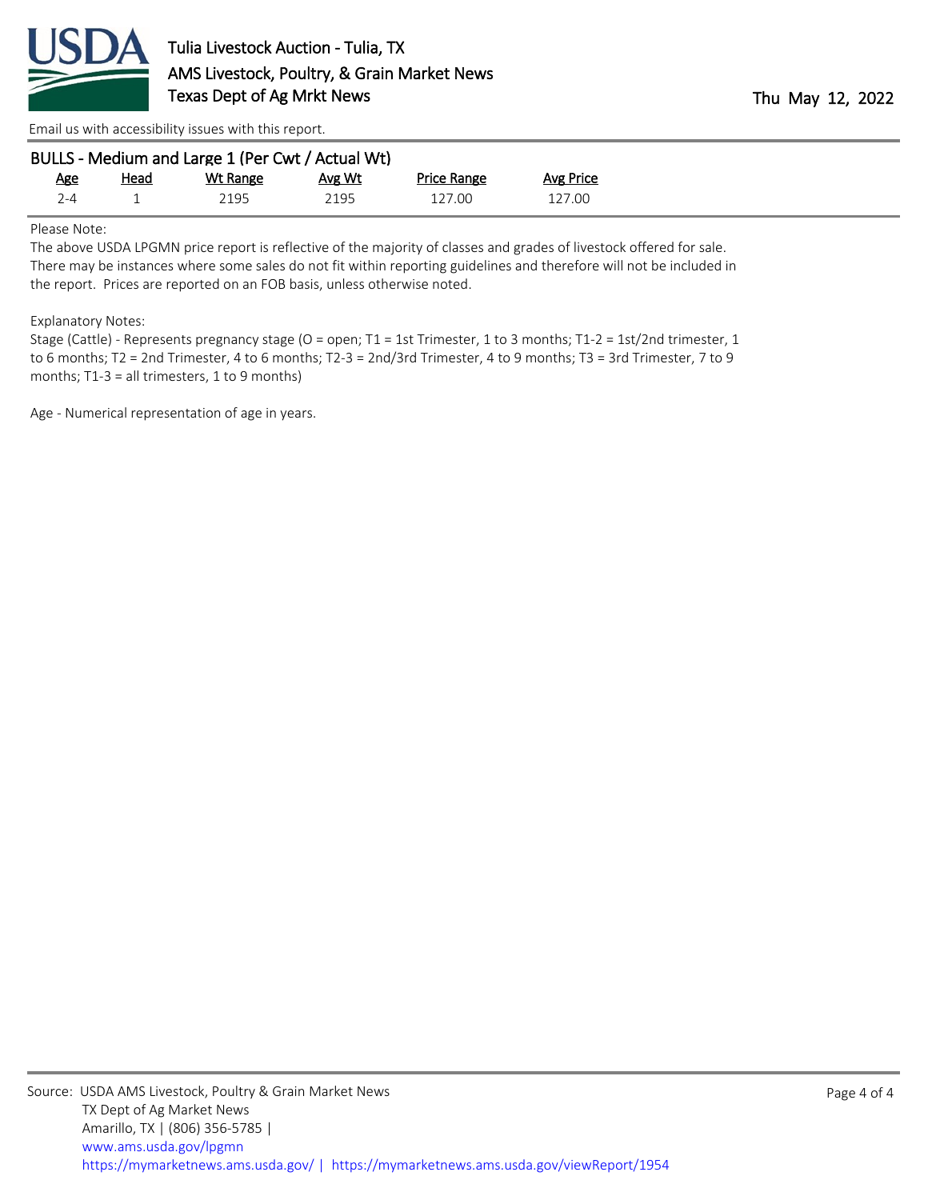Email us with accessibility issues with this report.

## BULLS - Medium and Large 1 (Per Cwt / Actual Wt)

| Age | Head | Wt Range | Avg Wt | Price Range | Avg Price |
|---|---|---|---|---|---|
| 2-4 | 1 | 2195 | 2195 | 127.00 | 127.00 |

Please Note:

The above USDA LPGMN price report is reflective of the majority of classes and grades of livestock offered for sale. There may be instances where some sales do not fit within reporting guidelines and therefore will not be included in the report. Prices are reported on an FOB basis, unless otherwise noted.

Explanatory Notes:

Stage (Cattle) - Represents pregnancy stage (O = open; T1 = 1st Trimester, 1 to 3 months; T1-2 = 1st/2nd trimester, 1 to 6 months; T2 = 2nd Trimester, 4 to 6 months; T2-3 = 2nd/3rd Trimester, 4 to 9 months; T3 = 3rd Trimester, 7 to 9 months; T1-3 = all trimesters, 1 to 9 months)

Age - Numerical representation of age in years.

Source: USDA AMS Livestock, Poultry & Grain Market News
TX Dept of Ag Market News
Amarillo, TX | (806) 356-5785 |
www.ams.usda.gov/lpgmn
https://mymarketnews.ams.usda.gov/ | https://mymarketnews.ams.usda.gov/viewReport/1954